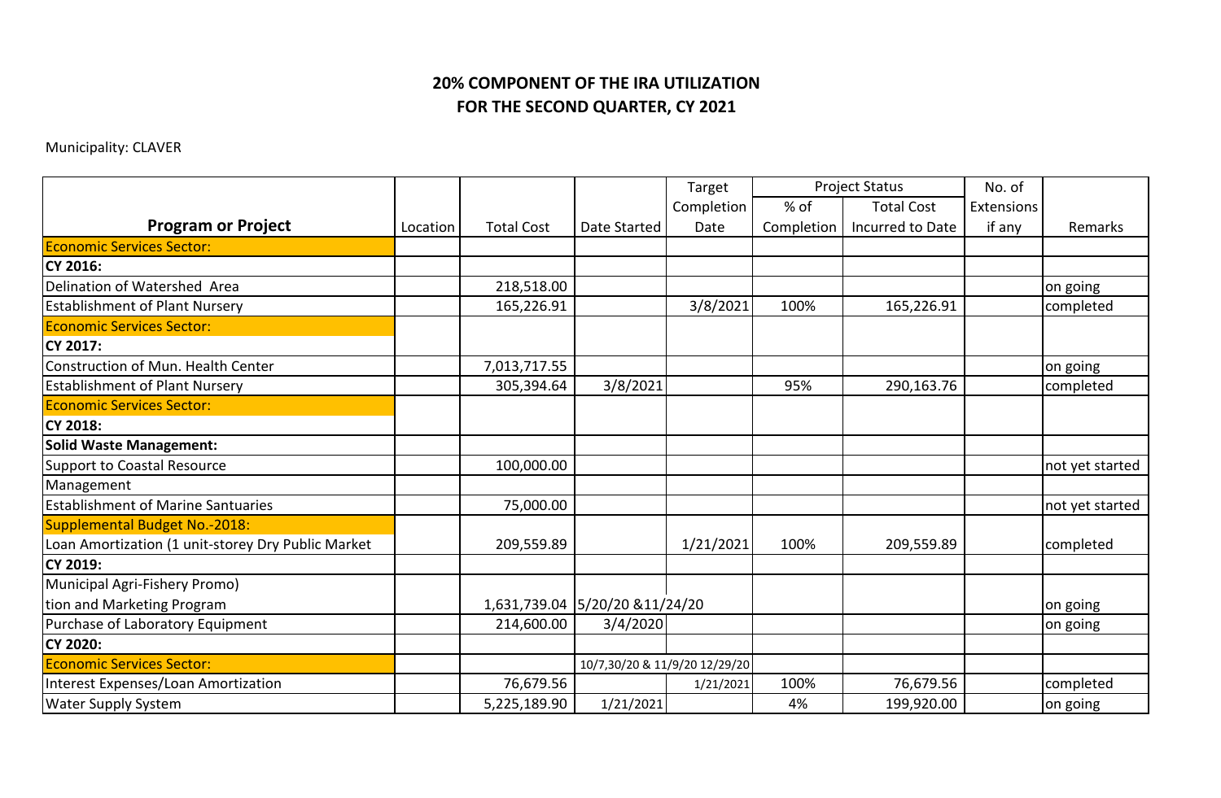**20% COMPONENT OF THE IRA UTILIZATION**
**FOR THE SECOND QUARTER, CY 2021**

Municipality: CLAVER

| Program or Project | Location | Total Cost | Date Started | Target Completion Date | Project Status % of Completion | Project Status Total Cost Incurred to Date | No. of Extensions if any | Remarks |
|---|---|---|---|---|---|---|---|---|
| Economic Services Sector: | | | | | | | | |
| **CY 2016:** | | | | | | | | |
| Delination of Watershed Area | | 218,518.00 | | | | | | on going |
| Establishment of Plant Nursery | | 165,226.91 | | 3/8/2021 | 100% | 165,226.91 | | completed |
| Economic Services Sector: | | | | | | | | |
| **CY 2017:** | | | | | | | | |
| Construction of Mun. Health Center | | 7,013,717.55 | | | | | | on going |
| Establishment of Plant Nursery | | 305,394.64 | 3/8/2021 | | 95% | 290,163.76 | | completed |
| Economic Services Sector: | | | | | | | | |
| **CY 2018:** | | | | | | | | |
| **Solid Waste Management:** | | | | | | | | |
| Support to Coastal Resource Management | | 100,000.00 | | | | | | not yet started |
| Establishment of Marine Santuaries | | 75,000.00 | | | | | | not yet started |
| Supplemental Budget No.-2018: | | | | | | | | |
| Loan Amortization (1 unit-storey Dry Public Market | | 209,559.89 | | 1/21/2021 | 100% | 209,559.89 | | completed |
| **CY 2019:** | | | | | | | | |
| Municipal Agri-Fishery Promo) tion and Marketing Program | | 1,631,739.04 | 5/20/20 &11/24/20 | | | | | on going |
| Purchase of Laboratory Equipment | | 214,600.00 | 3/4/2020 | | | | | on going |
| **CY 2020:** | | | | | | | | |
| Economic Services Sector: | | | 10/7,30/20 & 11/9/20 12/29/20 | | | | | |
| Interest Expenses/Loan Amortization | | 76,679.56 | | 1/21/2021 | 100% | 76,679.56 | | completed |
| Water Supply System | | 5,225,189.90 | 1/21/2021 | | 4% | 199,920.00 | | on going |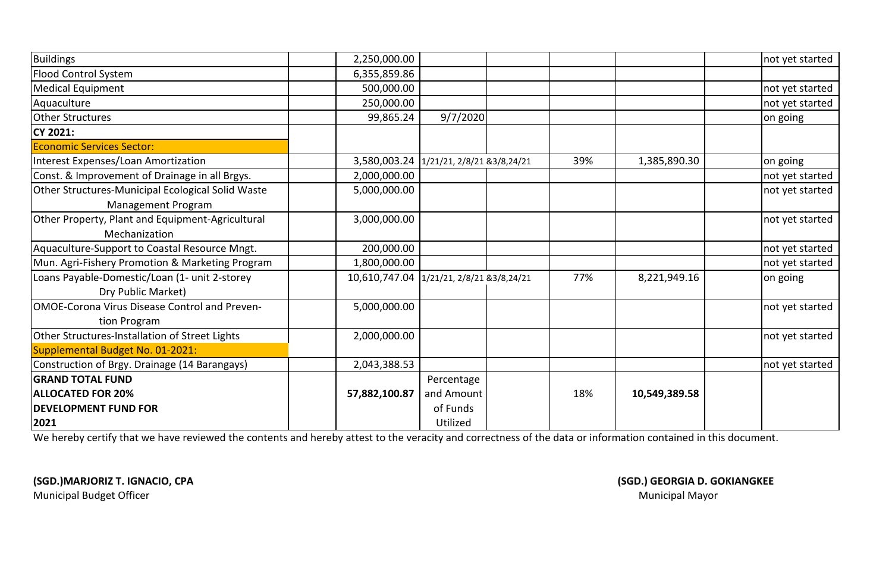| | | | | | | | | |
|---|---|---|---|---|---|---|---|---|
| Buildings | | 2,250,000.00 | | | | | | not yet started |
| Flood Control System | | 6,355,859.86 | | | | | | |
| Medical Equipment | | 500,000.00 | | | | | | not yet started |
| Aquaculture | | 250,000.00 | | | | | | not yet started |
| Other Structures | | 99,865.24 | 9/7/2020 | | | | | on going |
| **CY 2021:** | | | | | | | | |
| Economic Services Sector: | | | | | | | | |
| Interest Expenses/Loan Amortization | | 3,580,003.24 | 1/21/21, 2/8/21 &3/8,24/21 | | 39% | 1,385,890.30 | | on going |
| Const. & Improvement of Drainage in all Brgys. | | 2,000,000.00 | | | | | | not yet started |
| Other Structures-Municipal Ecological Solid Waste Management Program | | 5,000,000.00 | | | | | | not yet started |
| Other Property, Plant and Equipment-Agricultural Mechanization | | 3,000,000.00 | | | | | | not yet started |
| Aquaculture-Support to Coastal Resource Mngt. | | 200,000.00 | | | | | | not yet started |
| Mun. Agri-Fishery Promotion & Marketing Program | | 1,800,000.00 | | | | | | not yet started |
| Loans Payable-Domestic/Loan (1- unit 2-storey Dry Public Market) | | 10,610,747.04 | 1/21/21, 2/8/21 &3/8,24/21 | | 77% | 8,221,949.16 | | on going |
| OMOE-Corona Virus Disease Control and Preven-tion Program | | 5,000,000.00 | | | | | | not yet started |
| Other Structures-Installation of Street Lights | | 2,000,000.00 | | | | | | not yet started |
| Supplemental Budget No. 01-2021: | | | | | | | | |
| Construction of Brgy. Drainage (14 Barangays) | | 2,043,388.53 | | | | | | not yet started |
| **GRAND TOTAL FUND ALLOCATED FOR 20% DEVELOPMENT FUND FOR 2021** | | **57,882,100.87** | Percentage and Amount of Funds Utilized | | 18% | **10,549,389.58** | | |

We hereby certify that we have reviewed the contents and hereby attest to the veracity and correctness of the data or information contained in this document.

**(SGD.)MARJORIZ T. IGNACIO, CPA**
Municipal Budget Officer

**(SGD.) GEORGIA D. GOKIANGKEE**
Municipal Mayor